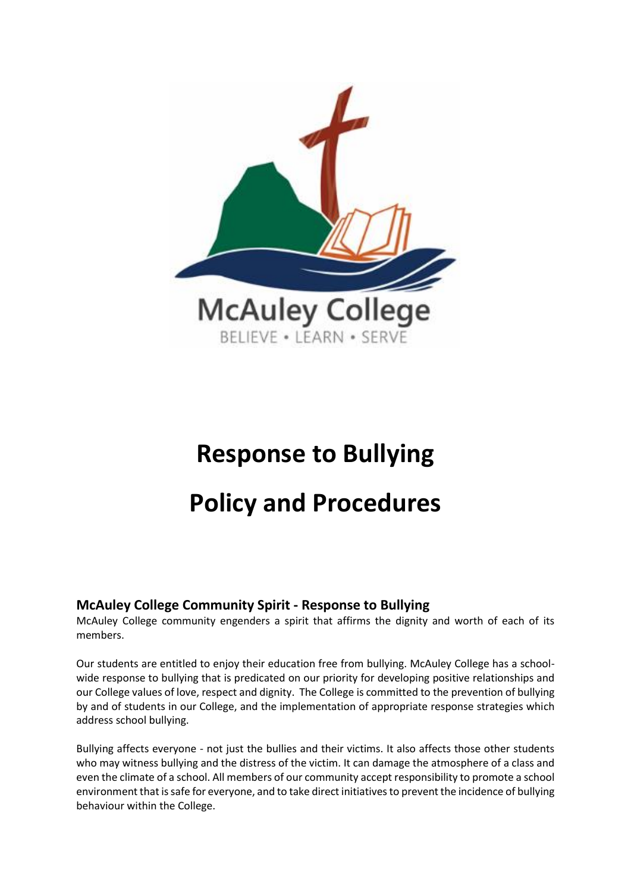McAuley College

BELIEVE • LEARN • SERVE

# Response to Bullying

# Policy and Procedures

## McAuley College Community Spirit - Response to Bullying

McAuley College community engenders a spirit that affirms the dignity and worth of each of its members.

Our students are entitled to enjoy their education free from bullying. McAuley College has a school-wide response to bullying that is predicated on our priority for developing positive relationships and our College values of love, respect and dignity. The College is committed to the prevention of bullying by and of students in our College, and the implementation of appropriate response strategies which address school bullying.

Bullying affects everyone - not just the bullies and their victims. It also affects those other students who may witness bullying and the distress of the victim. It can damage the atmosphere of a class and even the climate of a school. All members of our community accept responsibility to promote a school environment that is safe for everyone, and to take direct initiatives to prevent the incidence of bullying behaviour within the College.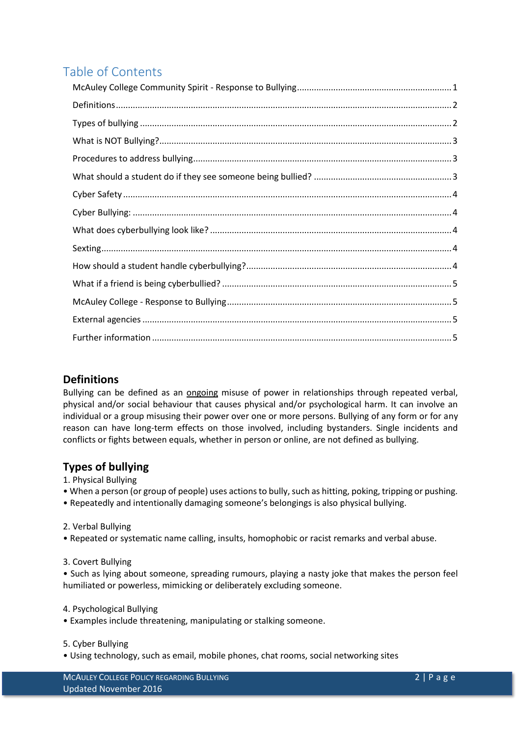# Table of Contents

McAuley College Community Spirit - Response to Bullying ........ 1
Definitions ........ 2
Types of bullying ........ 2
What is NOT Bullying? ........ 3
Procedures to address bullying ........ 3
What should a student do if they see someone being bullied? ........ 3
Cyber Safety ........ 4
Cyber Bullying: ........ 4
What does cyberbullying look like? ........ 4
Sexting ........ 4
How should a student handle cyberbullying? ........ 4
What if a friend is being cyberbullied? ........ 5
McAuley College - Response to Bullying ........ 5
External agencies ........ 5
Further information ........ 5

## Definitions

Bullying can be defined as an <u>ongoing</u> misuse of power in relationships through repeated verbal, physical and/or social behaviour that causes physical and/or psychological harm. It can involve an individual or a group misusing their power over one or more persons. Bullying of any form or for any reason can have long-term effects on those involved, including bystanders. Single incidents and conflicts or fights between equals, whether in person or online, are not defined as bullying.

## Types of bullying

1. Physical Bullying
- When a person (or group of people) uses actions to bully, such as hitting, poking, tripping or pushing.
- Repeatedly and intentionally damaging someone's belongings is also physical bullying.

2. Verbal Bullying
- Repeated or systematic name calling, insults, homophobic or racist remarks and verbal abuse.

3. Covert Bullying
- Such as lying about someone, spreading rumours, playing a nasty joke that makes the person feel humiliated or powerless, mimicking or deliberately excluding someone.

4. Psychological Bullying
- Examples include threatening, manipulating or stalking someone.

5. Cyber Bullying
- Using technology, such as email, mobile phones, chat rooms, social networking sites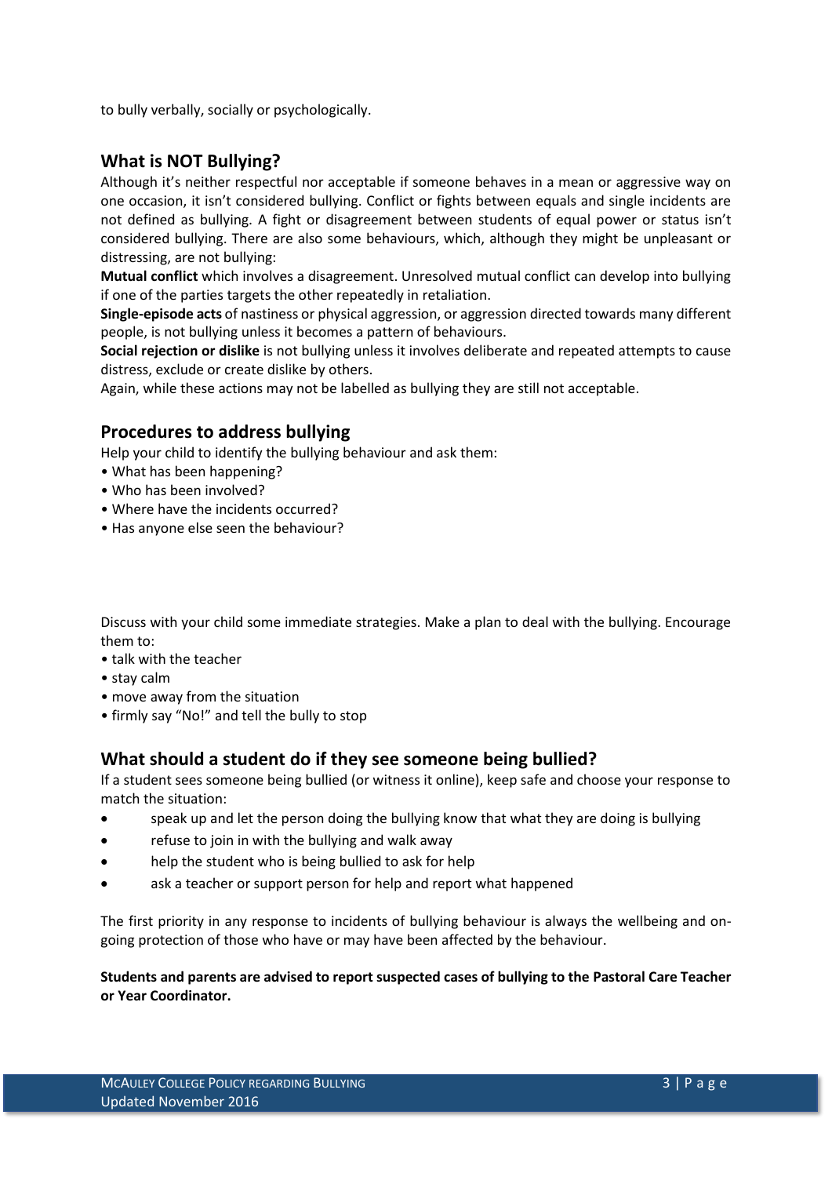to bully verbally, socially or psychologically.

## What is NOT Bullying?

Although it's neither respectful nor acceptable if someone behaves in a mean or aggressive way on one occasion, it isn't considered bullying. Conflict or fights between equals and single incidents are not defined as bullying. A fight or disagreement between students of equal power or status isn't considered bullying. There are also some behaviours, which, although they might be unpleasant or distressing, are not bullying:

**Mutual conflict** which involves a disagreement. Unresolved mutual conflict can develop into bullying if one of the parties targets the other repeatedly in retaliation.

**Single-episode acts** of nastiness or physical aggression, or aggression directed towards many different people, is not bullying unless it becomes a pattern of behaviours.

**Social rejection or dislike** is not bullying unless it involves deliberate and repeated attempts to cause distress, exclude or create dislike by others.

Again, while these actions may not be labelled as bullying they are still not acceptable.

## Procedures to address bullying

Help your child to identify the bullying behaviour and ask them:

- What has been happening?
- Who has been involved?
- Where have the incidents occurred?
- Has anyone else seen the behaviour?

Discuss with your child some immediate strategies. Make a plan to deal with the bullying. Encourage them to:

- talk with the teacher
- stay calm
- move away from the situation
- firmly say "No!" and tell the bully to stop

## What should a student do if they see someone being bullied?

If a student sees someone being bullied (or witness it online), keep safe and choose your response to match the situation:

- speak up and let the person doing the bullying know that what they are doing is bullying
- refuse to join in with the bullying and walk away
- help the student who is being bullied to ask for help
- ask a teacher or support person for help and report what happened

The first priority in any response to incidents of bullying behaviour is always the wellbeing and on-going protection of those who have or may have been affected by the behaviour.

**Students and parents are advised to report suspected cases of bullying to the Pastoral Care Teacher or Year Coordinator.**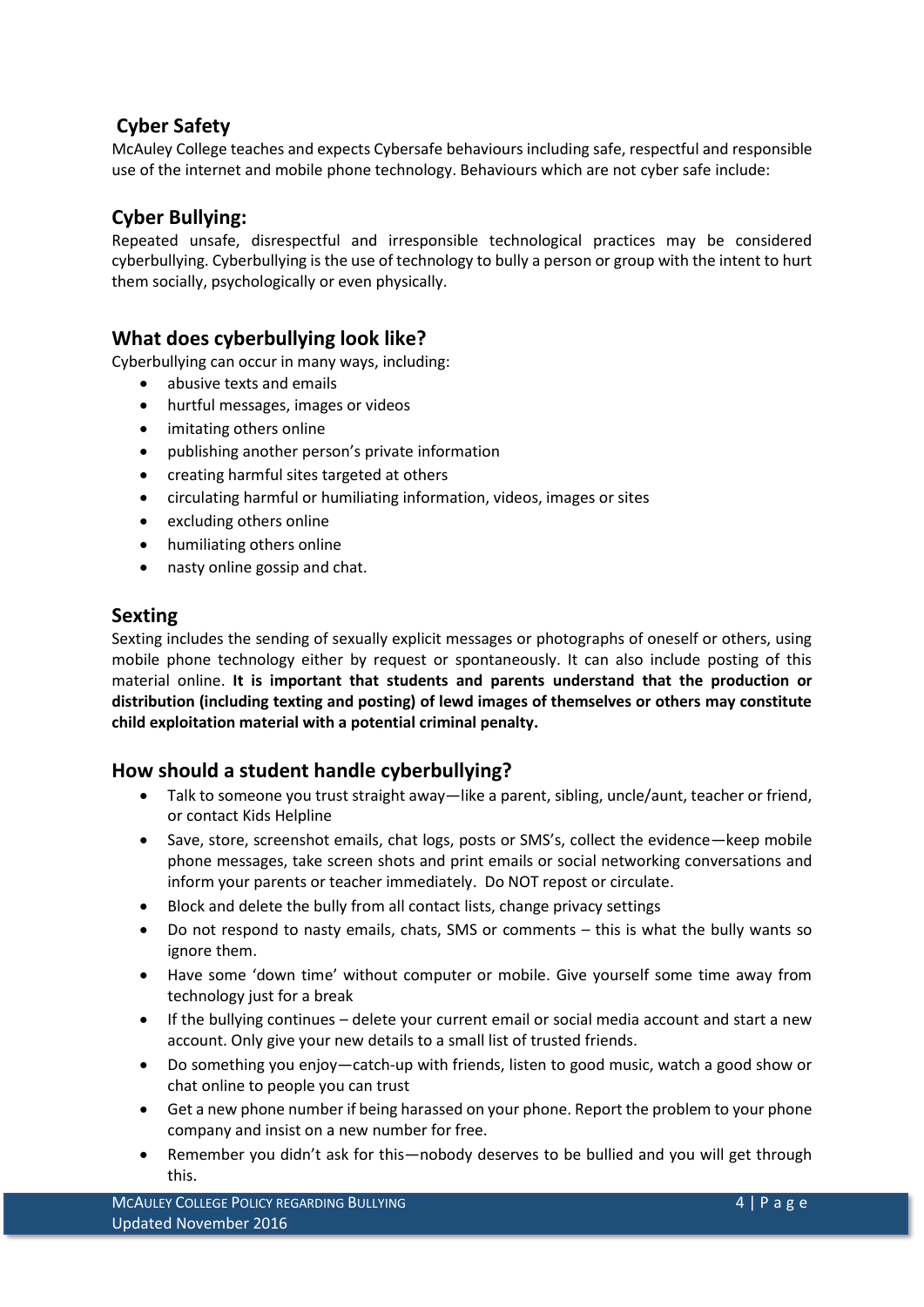## Cyber Safety

McAuley College teaches and expects Cybersafe behaviours including safe, respectful and responsible use of the internet and mobile phone technology. Behaviours which are not cyber safe include:

## Cyber Bullying:

Repeated unsafe, disrespectful and irresponsible technological practices may be considered cyberbullying. Cyberbullying is the use of technology to bully a person or group with the intent to hurt them socially, psychologically or even physically.

## What does cyberbullying look like?

Cyberbullying can occur in many ways, including:

- abusive texts and emails
- hurtful messages, images or videos
- imitating others online
- publishing another person's private information
- creating harmful sites targeted at others
- circulating harmful or humiliating information, videos, images or sites
- excluding others online
- humiliating others online
- nasty online gossip and chat.

## Sexting

Sexting includes the sending of sexually explicit messages or photographs of oneself or others, using mobile phone technology either by request or spontaneously. It can also include posting of this material online. **It is important that students and parents understand that the production or distribution (including texting and posting) of lewd images of themselves or others may constitute child exploitation material with a potential criminal penalty.**

## How should a student handle cyberbullying?

- Talk to someone you trust straight away—like a parent, sibling, uncle/aunt, teacher or friend, or contact Kids Helpline
- Save, store, screenshot emails, chat logs, posts or SMS's, collect the evidence—keep mobile phone messages, take screen shots and print emails or social networking conversations and inform your parents or teacher immediately. Do NOT repost or circulate.
- Block and delete the bully from all contact lists, change privacy settings
- Do not respond to nasty emails, chats, SMS or comments – this is what the bully wants so ignore them.
- Have some 'down time' without computer or mobile. Give yourself some time away from technology just for a break
- If the bullying continues – delete your current email or social media account and start a new account. Only give your new details to a small list of trusted friends.
- Do something you enjoy—catch-up with friends, listen to good music, watch a good show or chat online to people you can trust
- Get a new phone number if being harassed on your phone. Report the problem to your phone company and insist on a new number for free.
- Remember you didn't ask for this—nobody deserves to be bullied and you will get through this.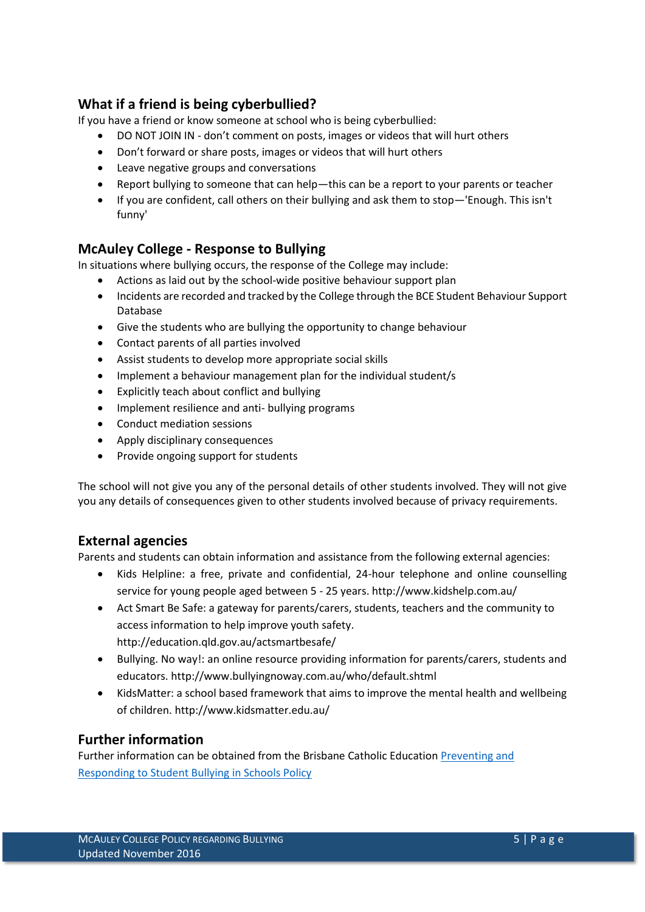## What if a friend is being cyberbullied?

If you have a friend or know someone at school who is being cyberbullied:

- DO NOT JOIN IN - don't comment on posts, images or videos that will hurt others
- Don't forward or share posts, images or videos that will hurt others
- Leave negative groups and conversations
- Report bullying to someone that can help—this can be a report to your parents or teacher
- If you are confident, call others on their bullying and ask them to stop—'Enough. This isn't funny'

## McAuley College - Response to Bullying

In situations where bullying occurs, the response of the College may include:

- Actions as laid out by the school-wide positive behaviour support plan
- Incidents are recorded and tracked by the College through the BCE Student Behaviour Support Database
- Give the students who are bullying the opportunity to change behaviour
- Contact parents of all parties involved
- Assist students to develop more appropriate social skills
- Implement a behaviour management plan for the individual student/s
- Explicitly teach about conflict and bullying
- Implement resilience and anti- bullying programs
- Conduct mediation sessions
- Apply disciplinary consequences
- Provide ongoing support for students

The school will not give you any of the personal details of other students involved. They will not give you any details of consequences given to other students involved because of privacy requirements.

## External agencies

Parents and students can obtain information and assistance from the following external agencies:

- Kids Helpline: a free, private and confidential, 24-hour telephone and online counselling service for young people aged between 5 - 25 years. http://www.kidshelp.com.au/
- Act Smart Be Safe: a gateway for parents/carers, students, teachers and the community to access information to help improve youth safety. http://education.qld.gov.au/actsmartbesafe/
- Bullying. No way!: an online resource providing information for parents/carers, students and educators. http://www.bullyingnoway.com.au/who/default.shtml
- KidsMatter: a school based framework that aims to improve the mental health and wellbeing of children. http://www.kidsmatter.edu.au/

## Further information

Further information can be obtained from the Brisbane Catholic Education Preventing and Responding to Student Bullying in Schools Policy